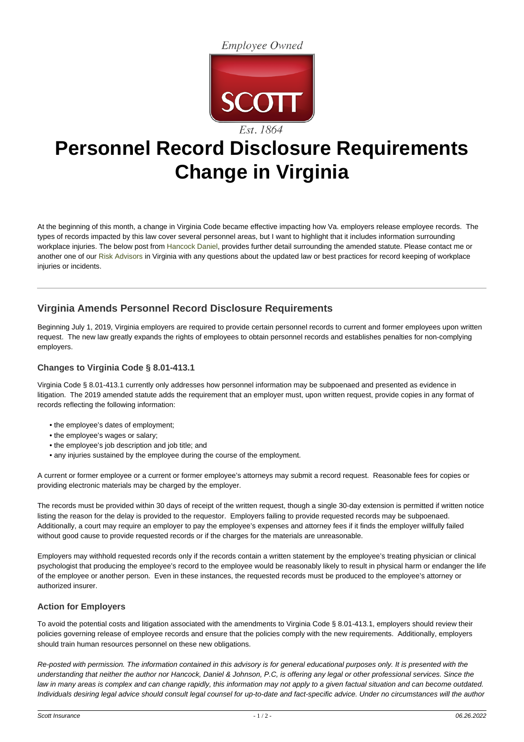Employee Owned

SCOTT

Est. 1864

# Personnel Record Disclosure Requirements Change in Virginia

At the beginning of this month, a change in Virginia Code became effective impacting how Va. employers release employee records. The types of records impacted by this law cover several personnel areas, but I want to highlight that it includes information surrounding workplace injuries. The below post from Hancock Daniel, provides further detail surrounding the amended statute. Please contact me or another one of our Risk Advisors in Virginia with any questions about the updated law or best practices for record keeping of workplace injuries or incidents.

---

## Virginia Amends Personnel Record Disclosure Requirements

Beginning July 1, 2019, Virginia employers are required to provide certain personnel records to current and former employees upon written request. The new law greatly expands the rights of employees to obtain personnel records and establishes penalties for non-complying employers.

### Changes to Virginia Code § 8.01-413.1

Virginia Code § 8.01-413.1 currently only addresses how personnel information may be subpoenaed and presented as evidence in litigation. The 2019 amended statute adds the requirement that an employer must, upon written request, provide copies in any format of records reflecting the following information:

- the employee's dates of employment;
- the employee's wages or salary;
- the employee's job description and job title; and
- any injuries sustained by the employee during the course of the employment.

A current or former employee or a current or former employee's attorneys may submit a record request. Reasonable fees for copies or providing electronic materials may be charged by the employer.

The records must be provided within 30 days of receipt of the written request, though a single 30-day extension is permitted if written notice listing the reason for the delay is provided to the requestor. Employers failing to provide requested records may be subpoenaed. Additionally, a court may require an employer to pay the employee's expenses and attorney fees if it finds the employer willfully failed without good cause to provide requested records or if the charges for the materials are unreasonable.

Employers may withhold requested records only if the records contain a written statement by the employee's treating physician or clinical psychologist that producing the employee's record to the employee would be reasonably likely to result in physical harm or endanger the life of the employee or another person. Even in these instances, the requested records must be produced to the employee's attorney or authorized insurer.

### Action for Employers

To avoid the potential costs and litigation associated with the amendments to Virginia Code § 8.01-413.1, employers should review their policies governing release of employee records and ensure that the policies comply with the new requirements. Additionally, employers should train human resources personnel on these new obligations.

*Re-posted with permission. The information contained in this advisory is for general educational purposes only. It is presented with the understanding that neither the author nor Hancock, Daniel & Johnson, P.C, is offering any legal or other professional services. Since the law in many areas is complex and can change rapidly, this information may not apply to a given factual situation and can become outdated. Individuals desiring legal advice should consult legal counsel for up-to-date and fact-specific advice. Under no circumstances will the author*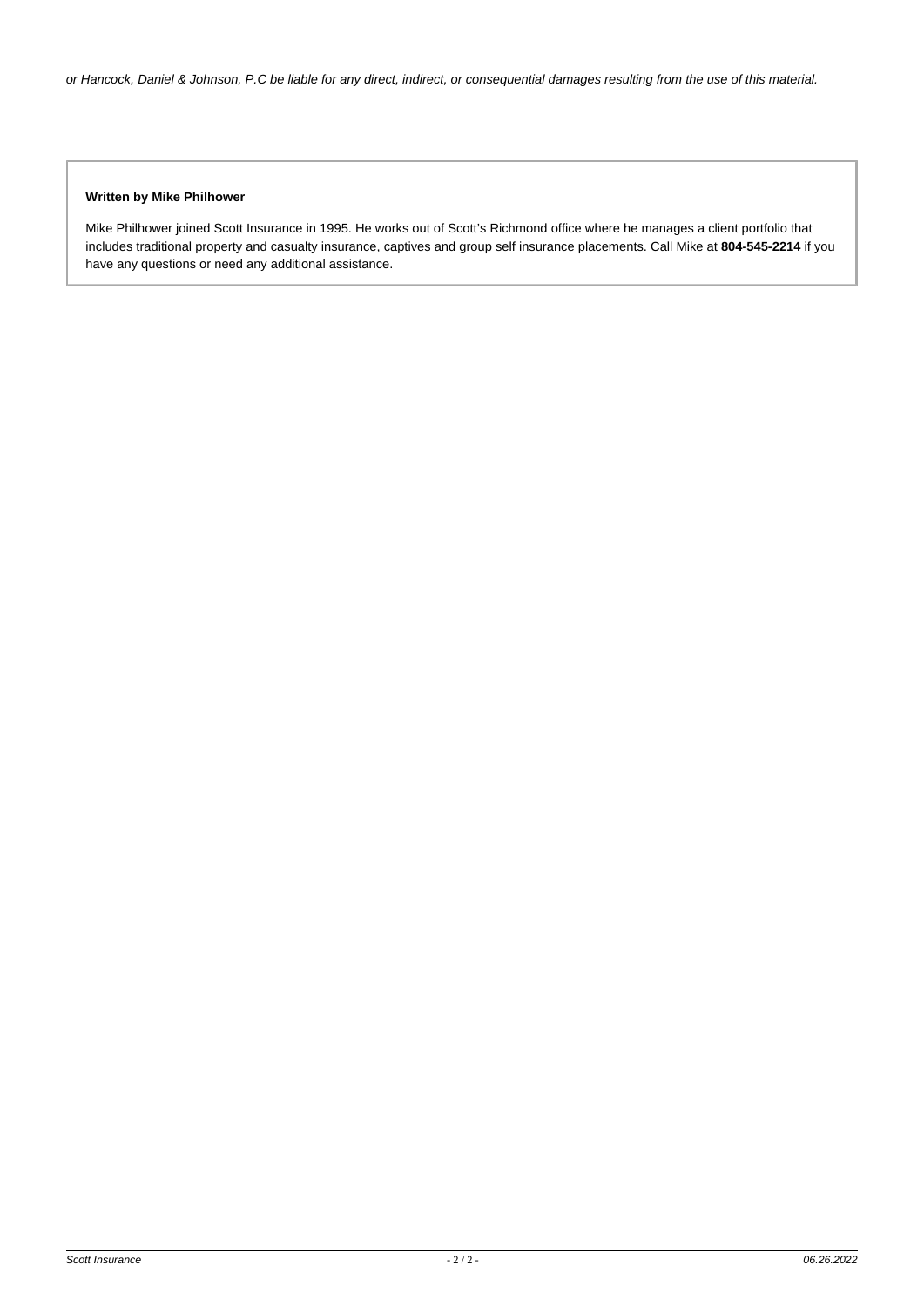*or Hancock, Daniel & Johnson, P.C be liable for any direct, indirect, or consequential damages resulting from the use of this material.*

**Written by Mike Philhower**

Mike Philhower joined Scott Insurance in 1995. He works out of Scott's Richmond office where he manages a client portfolio that includes traditional property and casualty insurance, captives and group self insurance placements. Call Mike at **804-545-2214** if you have any questions or need any additional assistance.